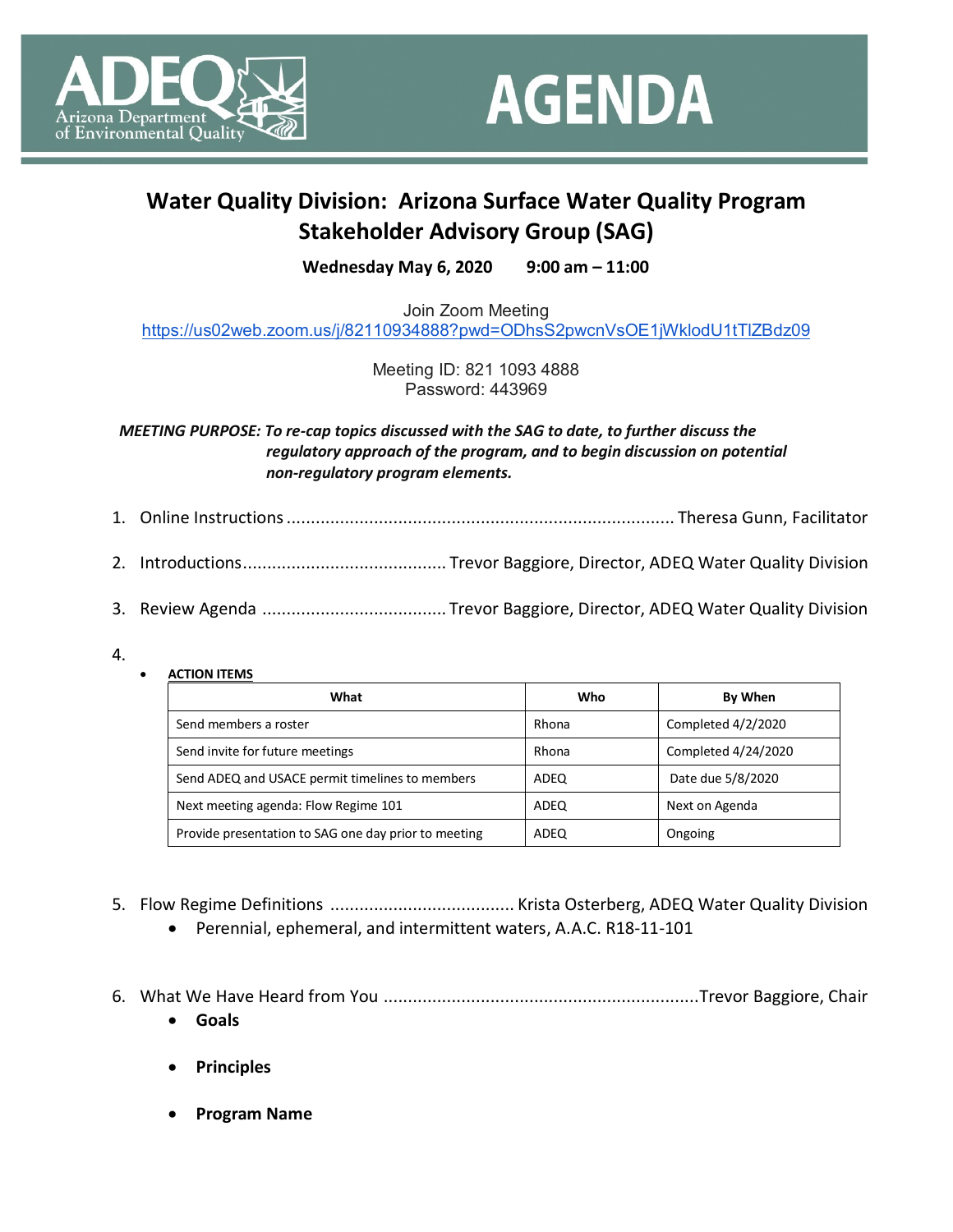ADEQ
Arizona Department of Environmental Quality

# AGENDA

## Water Quality Division: Arizona Surface Water Quality Program Stakeholder Advisory Group (SAG)

**Wednesday May 6, 2020 9:00 am – 11:00**

Join Zoom Meeting
https://us02web.zoom.us/j/82110934888?pwd=ODhsS2pwcnVsOE1jWklodU1tTlZBdz09

Meeting ID: 821 1093 4888
Password: 443969

***MEETING PURPOSE: To re-cap topics discussed with the SAG to date, to further discuss the regulatory approach of the program, and to begin discussion on potential non-regulatory program elements.***

1. Online Instructions ................................................................................ Theresa Gunn, Facilitator
2. Introductions.......................................... Trevor Baggiore, Director, ADEQ Water Quality Division
3. Review Agenda ...................................... Trevor Baggiore, Director, ADEQ Water Quality Division
4. 
   - **ACTION ITEMS**

| What | Who | By When |
| --- | --- | --- |
| Send members a roster | Rhona | Completed 4/2/2020 |
| Send invite for future meetings | Rhona | Completed 4/24/2020 |
| Send ADEQ and USACE permit timelines to members | ADEQ | Date due 5/8/2020 |
| Next meeting agenda: Flow Regime 101 | ADEQ | Next on Agenda |
| Provide presentation to SAG one day prior to meeting | ADEQ | Ongoing |

5. Flow Regime Definitions ...................................... Krista Osterberg, ADEQ Water Quality Division
   - Perennial, ephemeral, and intermittent waters, A.A.C. R18-11-101
6. What We Have Heard from You .................................................................Trevor Baggiore, Chair
   - **Goals**
   - **Principles**
   - **Program Name**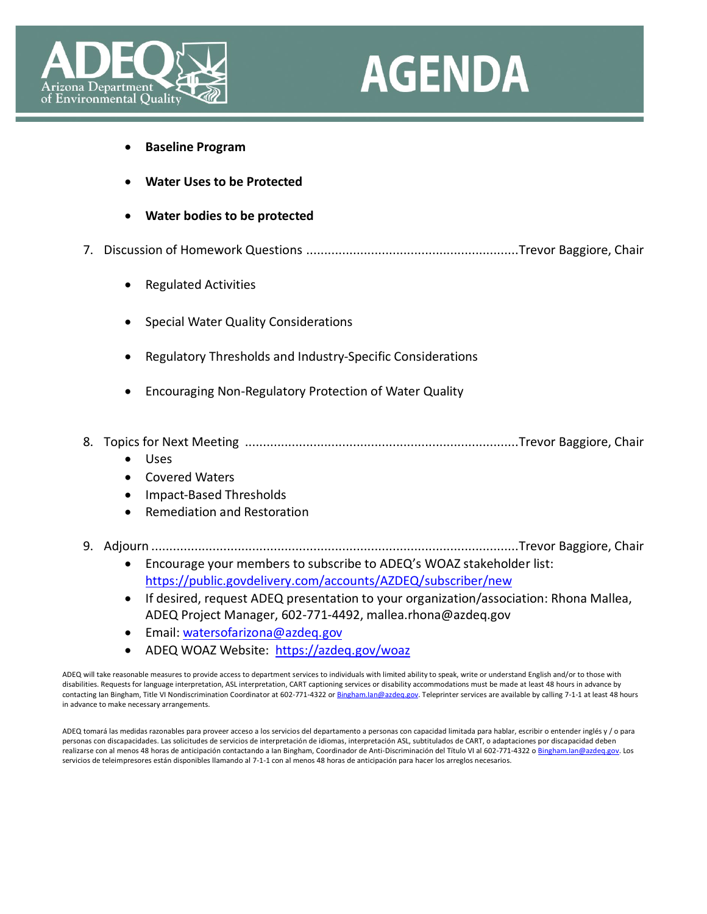# AGENDA

- **Baseline Program**
- **Water Uses to be Protected**
- **Water bodies to be protected**

7. Discussion of Homework Questions ..........................................................Trevor Baggiore, Chair
    - Regulated Activities
    - Special Water Quality Considerations
    - Regulatory Thresholds and Industry-Specific Considerations
    - Encouraging Non-Regulatory Protection of Water Quality

8. Topics for Next Meeting ..........................................................................Trevor Baggiore, Chair
    - Uses
    - Covered Waters
    - Impact-Based Thresholds
    - Remediation and Restoration

9. Adjourn .....................................................................................................Trevor Baggiore, Chair
    - Encourage your members to subscribe to ADEQ's WOAZ stakeholder list: https://public.govdelivery.com/accounts/AZDEQ/subscriber/new
    - If desired, request ADEQ presentation to your organization/association: Rhona Mallea, ADEQ Project Manager, 602-771-4492, mallea.rhona@azdeq.gov
    - Email: watersofarizona@azdeq.gov
    - ADEQ WOAZ Website: https://azdeq.gov/woaz

ADEQ will take reasonable measures to provide access to department services to individuals with limited ability to speak, write or understand English and/or to those with disabilities. Requests for language interpretation, ASL interpretation, CART captioning services or disability accommodations must be made at least 48 hours in advance by contacting Ian Bingham, Title VI Nondiscrimination Coordinator at 602-771-4322 or Bingham.Ian@azdeq.gov. Teleprinter services are available by calling 7-1-1 at least 48 hours in advance to make necessary arrangements.

ADEQ tomará las medidas razonables para proveer acceso a los servicios del departamento a personas con capacidad limitada para hablar, escribir o entender inglés y / o para personas con discapacidades. Las solicitudes de servicios de interpretación de idiomas, interpretación ASL, subtitulados de CART, o adaptaciones por discapacidad deben realizarse con al menos 48 horas de anticipación contactando a Ian Bingham, Coordinador de Anti-Discriminación del Título VI al 602-771-4322 o Bingham.Ian@azdeq.gov. Los servicios de teleimpresores están disponibles llamando al 7-1-1 con al menos 48 horas de anticipación para hacer los arreglos necesarios.